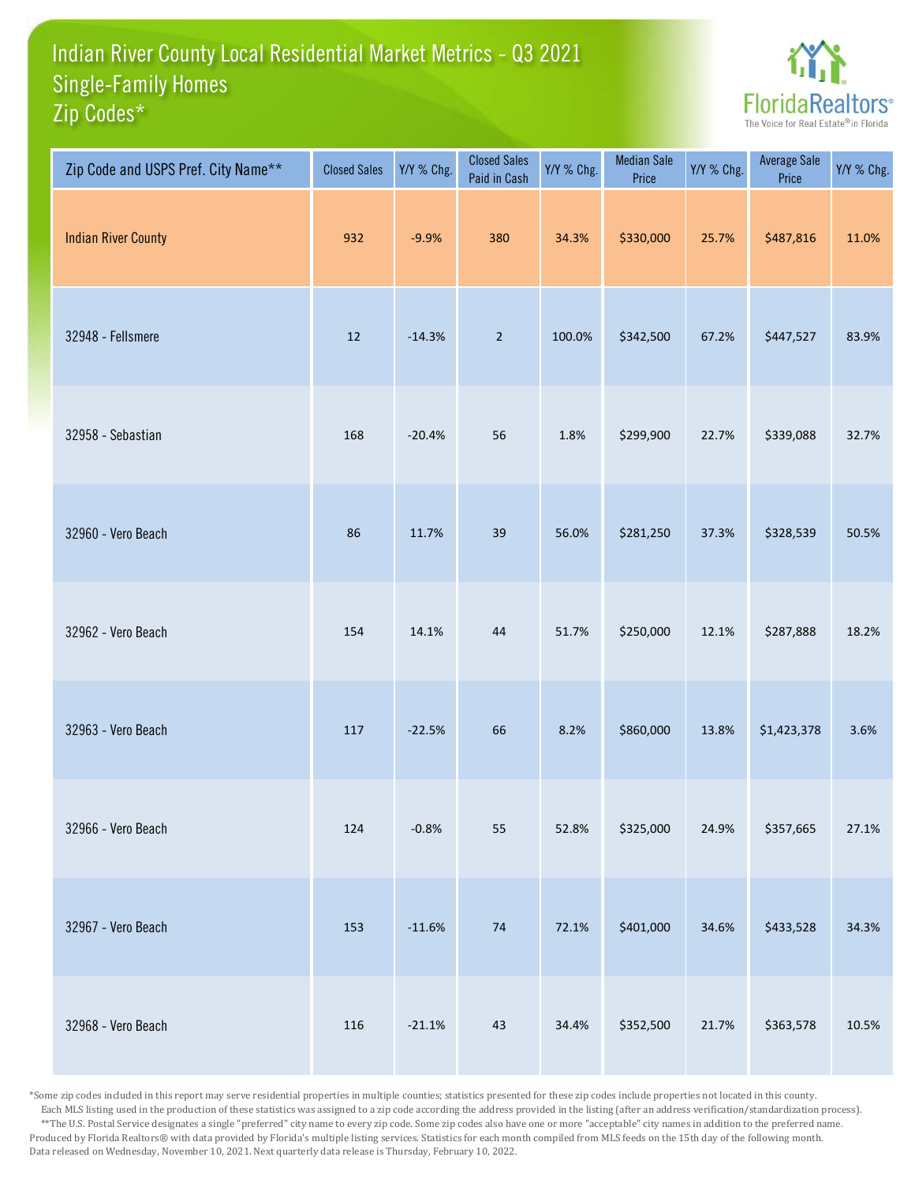# Indian River County Local Residential Market Metrics - Q3 2021
## Single-Family Homes
## Zip Codes*

FloridaRealtors® The Voice for Real Estate® in Florida

| Zip Code and USPS Pref. City Name** | Closed Sales | Y/Y % Chg. | Closed Sales Paid in Cash | Y/Y % Chg. | Median Sale Price | Y/Y % Chg. | Average Sale Price | Y/Y % Chg. |
|---|---|---|---|---|---|---|---|---|
| Indian River County | 932 | -9.9% | 380 | 34.3% | $330,000 | 25.7% | $487,816 | 11.0% |
| 32948 - Fellsmere | 12 | -14.3% | 2 | 100.0% | $342,500 | 67.2% | $447,527 | 83.9% |
| 32958 - Sebastian | 168 | -20.4% | 56 | 1.8% | $299,900 | 22.7% | $339,088 | 32.7% |
| 32960 - Vero Beach | 86 | 11.7% | 39 | 56.0% | $281,250 | 37.3% | $328,539 | 50.5% |
| 32962 - Vero Beach | 154 | 14.1% | 44 | 51.7% | $250,000 | 12.1% | $287,888 | 18.2% |
| 32963 - Vero Beach | 117 | -22.5% | 66 | 8.2% | $860,000 | 13.8% | $1,423,378 | 3.6% |
| 32966 - Vero Beach | 124 | -0.8% | 55 | 52.8% | $325,000 | 24.9% | $357,665 | 27.1% |
| 32967 - Vero Beach | 153 | -11.6% | 74 | 72.1% | $401,000 | 34.6% | $433,528 | 34.3% |
| 32968 - Vero Beach | 116 | -21.1% | 43 | 34.4% | $352,500 | 21.7% | $363,578 | 10.5% |

*Some zip codes included in this report may serve residential properties in multiple counties; statistics presented for these zip codes include properties not located in this county. Each MLS listing used in the production of these statistics was assigned to a zip code according the address provided in the listing (after an address verification/standardization process).
**The U.S. Postal Service designates a single "preferred" city name to every zip code. Some zip codes also have one or more "acceptable" city names in addition to the preferred name.
Produced by Florida Realtors® with data provided by Florida's multiple listing services. Statistics for each month compiled from MLS feeds on the 15th day of the following month.
Data released on Wednesday, November 10, 2021. Next quarterly data release is Thursday, February 10, 2022.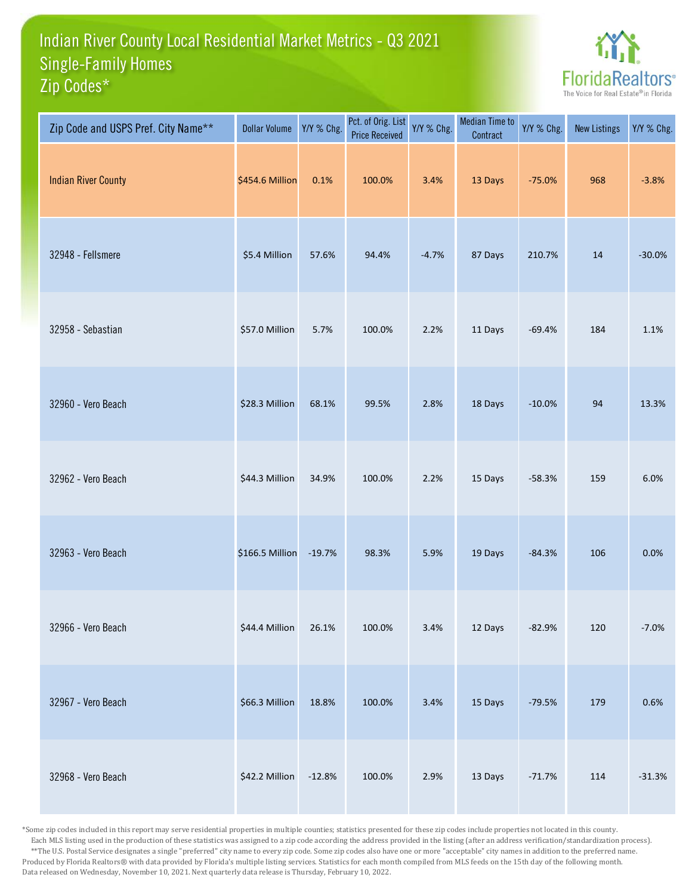# Indian River County Local Residential Market Metrics - Q3 2021
## Single-Family Homes
## Zip Codes*

FloridaRealtors® The Voice for Real Estate® in Florida

| Zip Code and USPS Pref. City Name** | Dollar Volume | Y/Y % Chg. | Pct. of Orig. List Price Received | Y/Y % Chg. | Median Time to Contract | Y/Y % Chg. | New Listings | Y/Y % Chg. |
|---|---|---|---|---|---|---|---|---|
| Indian River County | $454.6 Million | 0.1% | 100.0% | 3.4% | 13 Days | -75.0% | 968 | -3.8% |
| 32948 - Fellsmere | $5.4 Million | 57.6% | 94.4% | -4.7% | 87 Days | 210.7% | 14 | -30.0% |
| 32958 - Sebastian | $57.0 Million | 5.7% | 100.0% | 2.2% | 11 Days | -69.4% | 184 | 1.1% |
| 32960 - Vero Beach | $28.3 Million | 68.1% | 99.5% | 2.8% | 18 Days | -10.0% | 94 | 13.3% |
| 32962 - Vero Beach | $44.3 Million | 34.9% | 100.0% | 2.2% | 15 Days | -58.3% | 159 | 6.0% |
| 32963 - Vero Beach | $166.5 Million | -19.7% | 98.3% | 5.9% | 19 Days | -84.3% | 106 | 0.0% |
| 32966 - Vero Beach | $44.4 Million | 26.1% | 100.0% | 3.4% | 12 Days | -82.9% | 120 | -7.0% |
| 32967 - Vero Beach | $66.3 Million | 18.8% | 100.0% | 3.4% | 15 Days | -79.5% | 179 | 0.6% |
| 32968 - Vero Beach | $42.2 Million | -12.8% | 100.0% | 2.9% | 13 Days | -71.7% | 114 | -31.3% |

*Some zip codes included in this report may serve residential properties in multiple counties; statistics presented for these zip codes include properties not located in this county. Each MLS listing used in the production of these statistics was assigned to a zip code according the address provided in the listing (after an address verification/standardization process).

**The U.S. Postal Service designates a single "preferred" city name to every zip code. Some zip codes also have one or more "acceptable" city names in addition to the preferred name.

Produced by Florida Realtors® with data provided by Florida's multiple listing services. Statistics for each month compiled from MLS feeds on the 15th day of the following month.

Data released on Wednesday, November 10, 2021. Next quarterly data release is Thursday, February 10, 2022.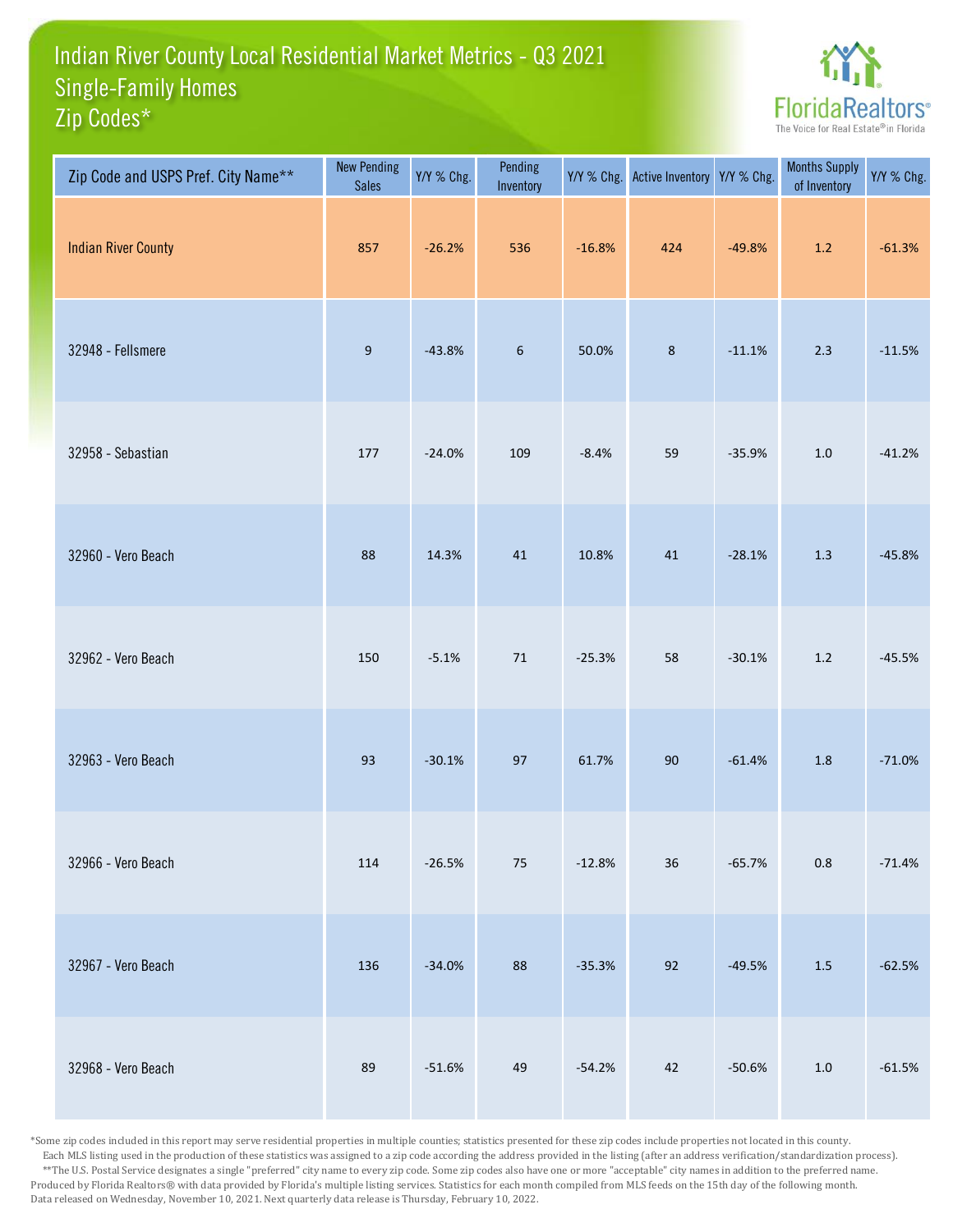# Indian River County Local Residential Market Metrics - Q3 2021
## Single-Family Homes
## Zip Codes*

FloridaRealtors®
The Voice for Real Estate® in Florida

| Zip Code and USPS Pref. City Name** | New Pending Sales | Y/Y % Chg. | Pending Inventory | Y/Y % Chg. | Active Inventory | Y/Y % Chg. | Months Supply of Inventory | Y/Y % Chg. |
|---|---|---|---|---|---|---|---|---|
| Indian River County | 857 | -26.2% | 536 | -16.8% | 424 | -49.8% | 1.2 | -61.3% |
| 32948 - Fellsmere | 9 | -43.8% | 6 | 50.0% | 8 | -11.1% | 2.3 | -11.5% |
| 32958 - Sebastian | 177 | -24.0% | 109 | -8.4% | 59 | -35.9% | 1.0 | -41.2% |
| 32960 - Vero Beach | 88 | 14.3% | 41 | 10.8% | 41 | -28.1% | 1.3 | -45.8% |
| 32962 - Vero Beach | 150 | -5.1% | 71 | -25.3% | 58 | -30.1% | 1.2 | -45.5% |
| 32963 - Vero Beach | 93 | -30.1% | 97 | 61.7% | 90 | -61.4% | 1.8 | -71.0% |
| 32966 - Vero Beach | 114 | -26.5% | 75 | -12.8% | 36 | -65.7% | 0.8 | -71.4% |
| 32967 - Vero Beach | 136 | -34.0% | 88 | -35.3% | 92 | -49.5% | 1.5 | -62.5% |
| 32968 - Vero Beach | 89 | -51.6% | 49 | -54.2% | 42 | -50.6% | 1.0 | -61.5% |

*Some zip codes included in this report may serve residential properties in multiple counties; statistics presented for these zip codes include properties not located in this county. Each MLS listing used in the production of these statistics was assigned to a zip code according the address provided in the listing (after an address verification/standardization process).
**The U.S. Postal Service designates a single "preferred" city name to every zip code. Some zip codes also have one or more "acceptable" city names in addition to the preferred name.
Produced by Florida Realtors® with data provided by Florida's multiple listing services. Statistics for each month compiled from MLS feeds on the 15th day of the following month.
Data released on Wednesday, November 10, 2021. Next quarterly data release is Thursday, February 10, 2022.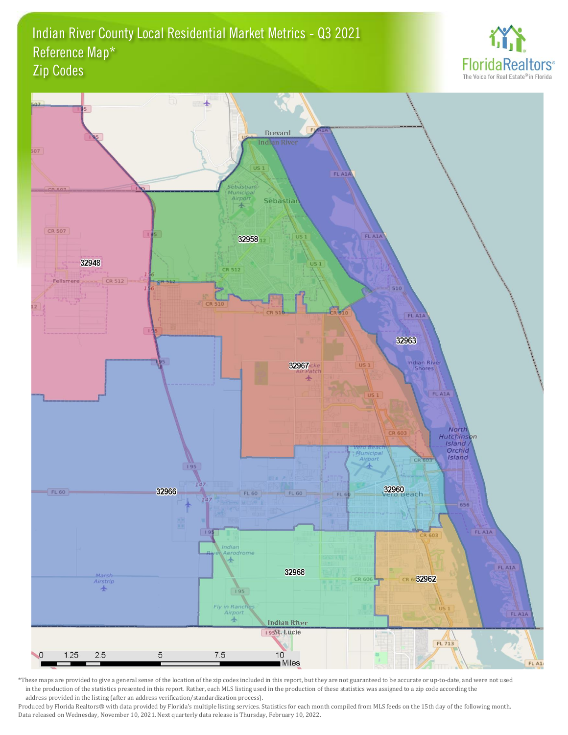# Indian River County Local Residential Market Metrics - Q3 2021

## Reference Map*

## Zip Codes

FloridaRealtors®
The Voice for Real Estate® in Florida

32948
32958
32963
32967
32966
32960
32968
32962

0 1.25 2.5 5 7.5 10 Miles

*These maps are provided to give a general sense of the location of the zip codes included in this report, but they are not guaranteed to be accurate or up-to-date, and were not used in the production of the statistics presented in this report. Rather, each MLS listing used in the production of these statistics was assigned to a zip code according the address provided in the listing (after an address verification/standardization process).

Produced by Florida Realtors® with data provided by Florida's multiple listing services. Statistics for each month compiled from MLS feeds on the 15th day of the following month. Data released on Wednesday, November 10, 2021. Next quarterly data release is Thursday, February 10, 2022.